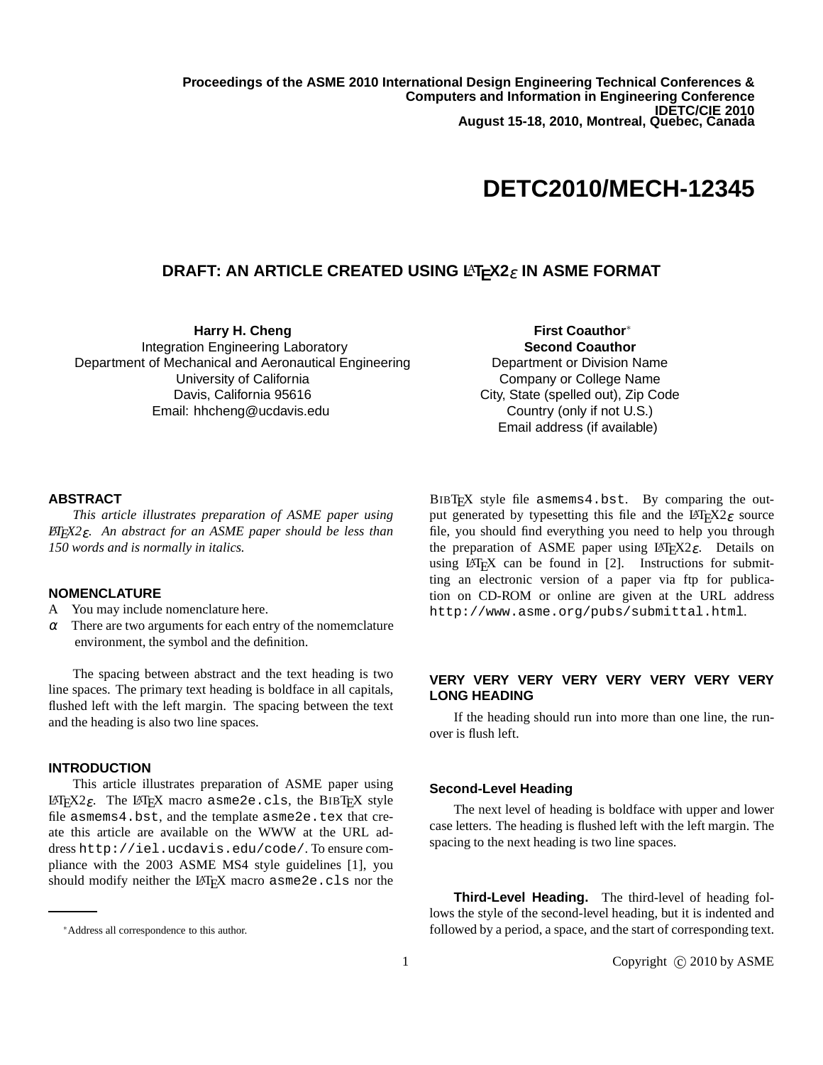Proceedings of the ASME 2010 International Design Engineering Technical Conferences &
Computers and Information in Engineering Conference
IDETC/CIE 2010
August 15-18, 2010, Montreal, Quebec, Canada

**DETC2010/MECH-12345**

# DRAFT: AN ARTICLE CREATED USING LATEX2$\varepsilon$ IN ASME FORMAT

**Harry H. Cheng**
Integration Engineering Laboratory
Department of Mechanical and Aeronautical Engineering
University of California
Davis, California 95616
Email: hhcheng@ucdavis.edu

**First Coauthor**[*]
**Second Coauthor**
Department or Division Name
Company or College Name
City, State (spelled out), Zip Code
Country (only if not U.S.)
Email address (if available)

## ABSTRACT

*This article illustrates preparation of ASME paper using LATEX2$\varepsilon$. An abstract for an ASME paper should be less than 150 words and is normally in italics.*

## NOMENCLATURE

A You may include nomenclature here.

$\alpha$ There are two arguments for each entry of the nomemclature environment, the symbol and the definition.

The spacing between abstract and the text heading is two line spaces. The primary text heading is boldface in all capitals, flushed left with the left margin. The spacing between the text and the heading is also two line spaces.

## INTRODUCTION

This article illustrates preparation of ASME paper using LATEX2$\varepsilon$. The LATEX macro `asme2e.cls`, the BIBTEX style file `asmems4.bst`, and the template `asme2e.tex` that create this article are available on the WWW at the URL address `http://iel.ucdavis.edu/code/`. To ensure compliance with the 2003 ASME MS4 style guidelines [1], you should modify neither the LATEX macro `asme2e.cls` nor the BIBTEX style file `asmems4.bst`. By comparing the output generated by typesetting this file and the LATEX2$\varepsilon$ source file, you should find everything you need to help you through the preparation of ASME paper using LATEX2$\varepsilon$. Details on using LATEX can be found in [2]. Instructions for submitting an electronic version of a paper via ftp for publication on CD-ROM or online are given at the URL address `http://www.asme.org/pubs/submittal.html`.

## VERY VERY VERY VERY VERY VERY VERY VERY LONG HEADING

If the heading should run into more than one line, the run-over is flush left.

### Second-Level Heading

The next level of heading is boldface with upper and lower case letters. The heading is flushed left with the left margin. The spacing to the next heading is two line spaces.

**Third-Level Heading.** The third-level of heading follows the style of the second-level heading, but it is indented and followed by a period, a space, and the start of corresponding text.

[*] Address all correspondence to this author.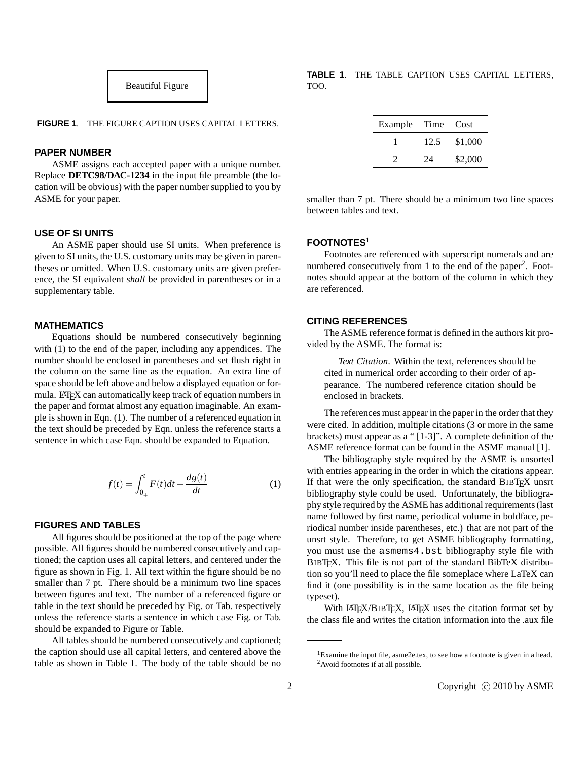Beautiful Figure

**FIGURE 1**. THE FIGURE CAPTION USES CAPITAL LETTERS.

## PAPER NUMBER

ASME assigns each accepted paper with a unique number. Replace **DETC98/DAC-1234** in the input file preamble (the location will be obvious) with the paper number supplied to you by ASME for your paper.

## USE OF SI UNITS

An ASME paper should use SI units. When preference is given to SI units, the U.S. customary units may be given in parentheses or omitted. When U.S. customary units are given preference, the SI equivalent *shall* be provided in parentheses or in a supplementary table.

## MATHEMATICS

Equations should be numbered consecutively beginning with (1) to the end of the paper, including any appendices. The number should be enclosed in parentheses and set flush right in the column on the same line as the equation. An extra line of space should be left above and below a displayed equation or formula. LaTeX can automatically keep track of equation numbers in the paper and format almost any equation imaginable. An example is shown in Eqn. (1). The number of a referenced equation in the text should be preceded by Eqn. unless the reference starts a sentence in which case Eqn. should be expanded to Equation.

$$f(t) = \int_{0_+}^{t} F(t)dt + \frac{dg(t)}{dt} \tag{1}$$

## FIGURES AND TABLES

All figures should be positioned at the top of the page where possible. All figures should be numbered consecutively and captioned; the caption uses all capital letters, and centered under the figure as shown in Fig. 1. All text within the figure should be no smaller than 7 pt. There should be a minimum two line spaces between figures and text. The number of a referenced figure or table in the text should be preceded by Fig. or Tab. respectively unless the reference starts a sentence in which case Fig. or Tab. should be expanded to Figure or Table.

All tables should be numbered consecutively and captioned; the caption should use all capital letters, and centered above the table as shown in Table 1. The body of the table should be no smaller than 7 pt. There should be a minimum two line spaces between tables and text.

**TABLE 1**. THE TABLE CAPTION USES CAPITAL LETTERS, TOO.

| Example | Time | Cost |
|---|---|---|
| 1 | 12.5 | $1,000 |
| 2 | 24 | $2,000 |

## FOOTNOTES[1]

Footnotes are referenced with superscript numerals and are numbered consecutively from 1 to the end of the paper[2]. Footnotes should appear at the bottom of the column in which they are referenced.

## CITING REFERENCES

The ASME reference format is defined in the authors kit provided by the ASME. The format is:

> *Text Citation*. Within the text, references should be cited in numerical order according to their order of appearance. The numbered reference citation should be enclosed in brackets.

The references must appear in the paper in the order that they were cited. In addition, multiple citations (3 or more in the same brackets) must appear as a " [1-3]". A complete definition of the ASME reference format can be found in the ASME manual [1].

The bibliography style required by the ASME is unsorted with entries appearing in the order in which the citations appear. If that were the only specification, the standard BIBTeX unsrt bibliography style could be used. Unfortunately, the bibliography style required by the ASME has additional requirements (last name followed by first name, periodical volume in boldface, periodical number inside parentheses, etc.) that are not part of the unsrt style. Therefore, to get ASME bibliography formatting, you must use the `asmems4.bst` bibliography style file with BIBTeX. This file is not part of the standard BibTeX distribution so you'll need to place the file someplace where LaTeX can find it (one possibility is in the same location as the file being typeset).

With LaTeX/BIBTeX, LaTeX uses the citation format set by the class file and writes the citation information into the .aux file

---

[1] Examine the input file, asme2e.tex, to see how a footnote is given in a head.

[2] Avoid footnotes if at all possible.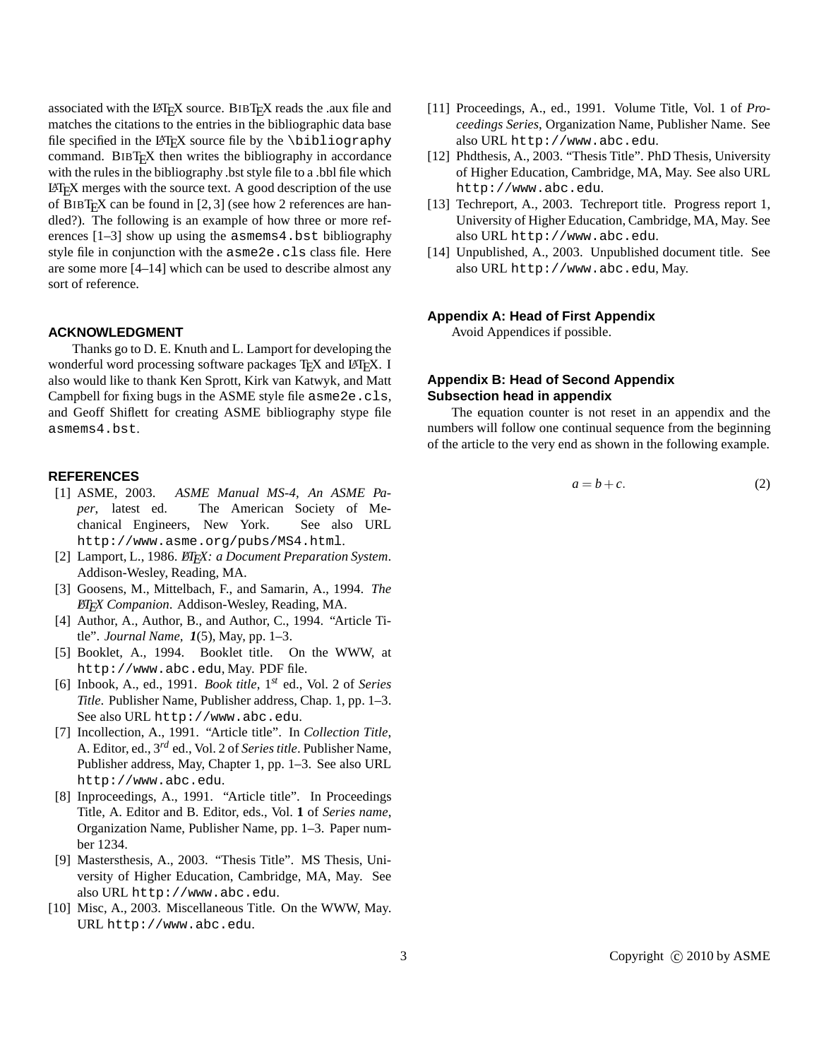associated with the LaTeX source. BibTeX reads the .aux file and matches the citations to the entries in the bibliographic data base file specified in the LaTeX source file by the \bibliography command. BibTeX then writes the bibliography in accordance with the rules in the bibliography .bst style file to a .bbl file which LaTeX merges with the source text. A good description of the use of BibTeX can be found in [2, 3] (see how 2 references are handled?). The following is an example of how three or more references [1–3] show up using the `asmems4.bst` bibliography style file in conjunction with the `asme2e.cls` class file. Here are some more [4–14] which can be used to describe almost any sort of reference.

## ACKNOWLEDGMENT

Thanks go to D. E. Knuth and L. Lamport for developing the wonderful word processing software packages TeX and LaTeX. I also would like to thank Ken Sprott, Kirk van Katwyk, and Matt Campbell for fixing bugs in the ASME style file `asme2e.cls`, and Geoff Shiflett for creating ASME bibliography stype file `asmems4.bst`.

## REFERENCES

[1] ASME, 2003. *ASME Manual MS-4, An ASME Paper*, latest ed. The American Society of Mechanical Engineers, New York. See also URL `http://www.asme.org/pubs/MS4.html`.

[2] Lamport, L., 1986. *LaTeX: a Document Preparation System*. Addison-Wesley, Reading, MA.

[3] Goosens, M., Mittelbach, F., and Samarin, A., 1994. *The LaTeX Companion*. Addison-Wesley, Reading, MA.

[4] Author, A., Author, B., and Author, C., 1994. "Article Title". *Journal Name*, ***1***(5), May, pp. 1–3.

[5] Booklet, A., 1994. Booklet title. On the WWW, at `http://www.abc.edu`, May. PDF file.

[6] Inbook, A., ed., 1991. *Book title*, 1*st* ed., Vol. 2 of *Series Title*. Publisher Name, Publisher address, Chap. 1, pp. 1–3. See also URL `http://www.abc.edu`.

[7] Incollection, A., 1991. "Article title". In *Collection Title*, A. Editor, ed., 3*rd* ed., Vol. 2 of *Series title*. Publisher Name, Publisher address, May, Chapter 1, pp. 1–3. See also URL `http://www.abc.edu`.

[8] Inproceedings, A., 1991. "Article title". In Proceedings Title, A. Editor and B. Editor, eds., Vol. **1** of *Series name*, Organization Name, Publisher Name, pp. 1–3. Paper number 1234.

[9] Mastersthesis, A., 2003. "Thesis Title". MS Thesis, University of Higher Education, Cambridge, MA, May. See also URL `http://www.abc.edu`.

[10] Misc, A., 2003. Miscellaneous Title. On the WWW, May. URL `http://www.abc.edu`.

[11] Proceedings, A., ed., 1991. Volume Title, Vol. 1 of *Proceedings Series*, Organization Name, Publisher Name. See also URL `http://www.abc.edu`.

[12] Phdthesis, A., 2003. "Thesis Title". PhD Thesis, University of Higher Education, Cambridge, MA, May. See also URL `http://www.abc.edu`.

[13] Techreport, A., 2003. Techreport title. Progress report 1, University of Higher Education, Cambridge, MA, May. See also URL `http://www.abc.edu`.

[14] Unpublished, A., 2003. Unpublished document title. See also URL `http://www.abc.edu`, May.

## Appendix A: Head of First Appendix

Avoid Appendices if possible.

## Appendix B: Head of Second Appendix

### Subsection head in appendix

The equation counter is not reset in an appendix and the numbers will follow one continual sequence from the beginning of the article to the very end as shown in the following example.

$$a = b + c. \tag{2}$$